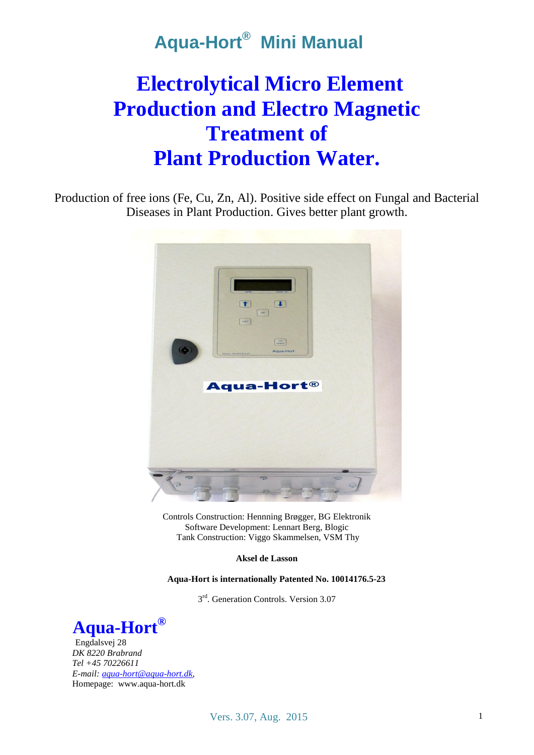# Aqua-Hort® Mini Manual

# Electrolytical Micro Element Production and Electro Magnetic Treatment of Plant Production Water.

Production of free ions (Fe, Cu, Zn, Al). Positive side effect on Fungal and Bacterial Diseases in Plant Production. Gives better plant growth.

Controls Construction: Hennning Brøgger, BG Elektronik
Software Development: Lennart Berg, Blogic
Tank Construction: Viggo Skammelsen, VSM Thy

**Aksel de Lasson**

**Aqua-Hort is internationally Patented No. 10014176.5-23**

3rd. Generation Controls. Version 3.07

## Aqua-Hort®

Engdalsvej 28
*DK 8220 Brabrand*
*Tel +45 70226611*
*E-mail: aqua-hort@aqua-hort.dk,*
Homepage: www.aqua-hort.dk

Vers. 3.07, Aug. 2015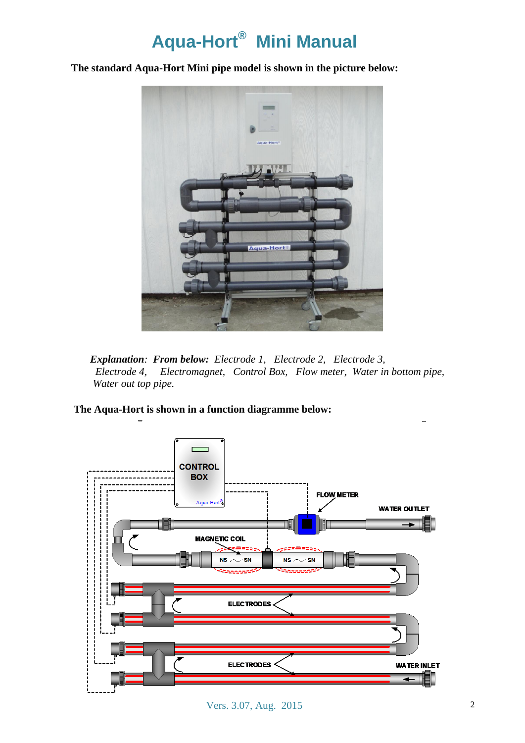# Aqua-Hort® Mini Manual

**The standard Aqua-Hort Mini pipe model is shown in the picture below:**

***Explanation**: **From below:** Electrode 1, Electrode 2, Electrode 3, Electrode 4, Electromagnet, Control Box, Flow meter, Water in bottom pipe, Water out top pipe.*

**The Aqua-Hort is shown in a function diagramme below:**

Vers. 3.07, Aug. 2015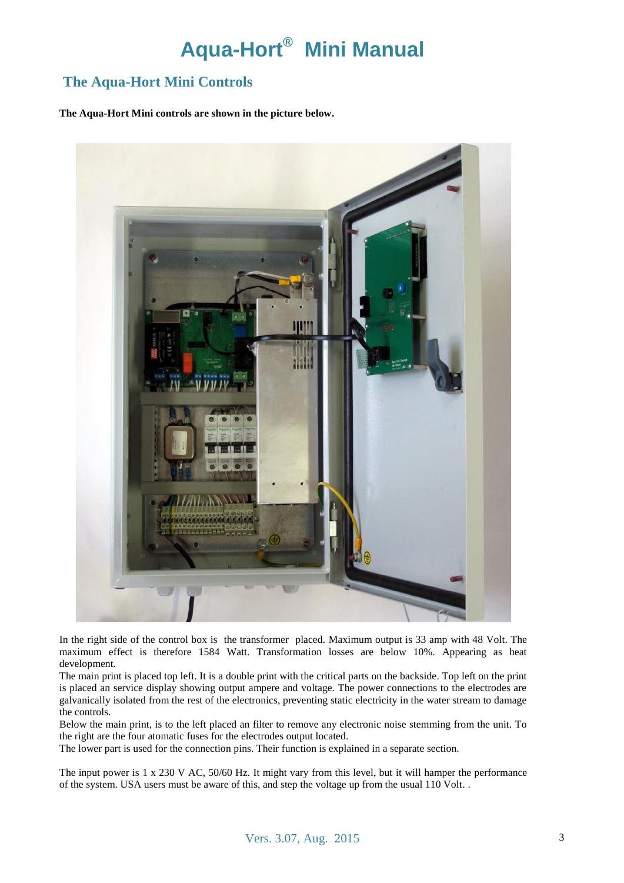# Aqua-Hort® Mini Manual

## The Aqua-Hort Mini Controls

**The Aqua-Hort Mini controls are shown in the picture below.**

In the right side of the control box is the transformer placed. Maximum output is 33 amp with 48 Volt. The maximum effect is therefore 1584 Watt. Transformation losses are below 10%. Appearing as heat development.

The main print is placed top left. It is a double print with the critical parts on the backside. Top left on the print is placed an service display showing output ampere and voltage. The power connections to the electrodes are galvanically isolated from the rest of the electronics, preventing static electricity in the water stream to damage the controls.

Below the main print, is to the left placed an filter to remove any electronic noise stemming from the unit. To the right are the four atomatic fuses for the electrodes output located.

The lower part is used for the connection pins. Their function is explained in a separate section.

The input power is 1 x 230 V AC, 50/60 Hz. It might vary from this level, but it will hamper the performance of the system. USA users must be aware of this, and step the voltage up from the usual 110 Volt. .

Vers. 3.07, Aug. 2015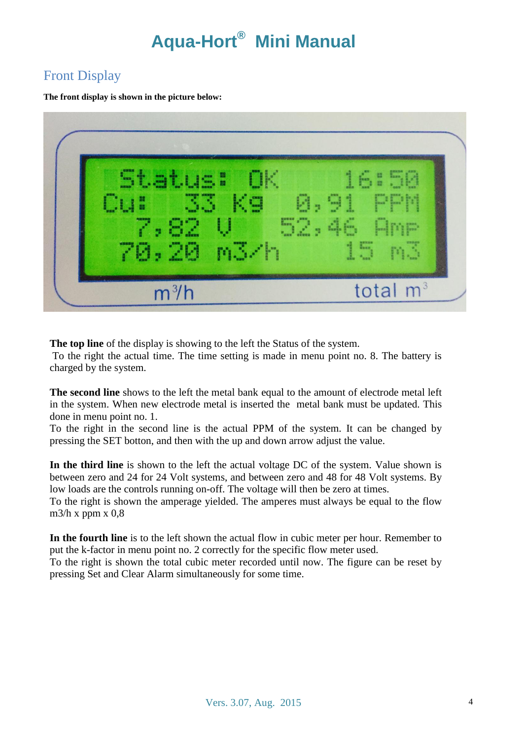# Aqua-Hort® Mini Manual

## Front Display

**The front display is shown in the picture below:**

**The top line** of the display is showing to the left the Status of the system.
To the right the actual time. The time setting is made in menu point no. 8. The battery is charged by the system.

**The second line** shows to the left the metal bank equal to the amount of electrode metal left in the system. When new electrode metal is inserted the metal bank must be updated. This done in menu point no. 1.
To the right in the second line is the actual PPM of the system. It can be changed by pressing the SET botton, and then with the up and down arrow adjust the value.

**In the third line** is shown to the left the actual voltage DC of the system. Value shown is between zero and 24 for 24 Volt systems, and between zero and 48 for 48 Volt systems. By low loads are the controls running on-off. The voltage will then be zero at times.
To the right is shown the amperage yielded. The amperes must always be equal to the flow m3/h x ppm x 0,8

**In the fourth line** is to the left shown the actual flow in cubic meter per hour. Remember to put the k-factor in menu point no. 2 correctly for the specific flow meter used.
To the right is shown the total cubic meter recorded until now. The figure can be reset by pressing Set and Clear Alarm simultaneously for some time.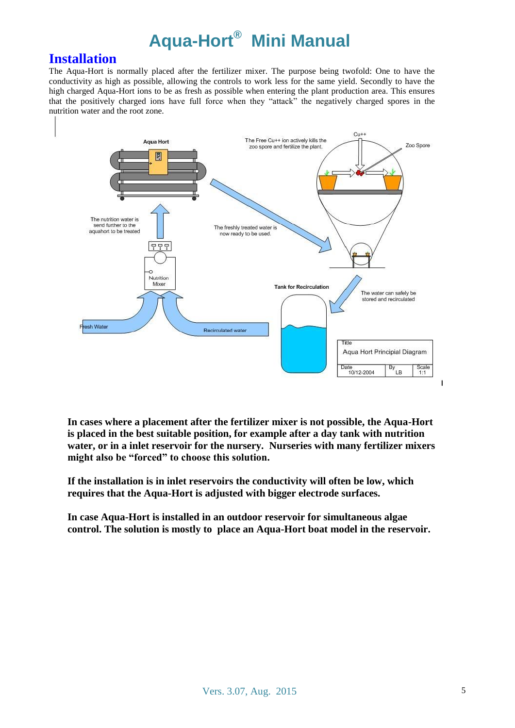# Aqua-Hort® Mini Manual

## Installation

The Aqua-Hort is normally placed after the fertilizer mixer. The purpose being twofold: One to have the conductivity as high as possible, allowing the controls to work less for the same yield. Secondly to have the high charged Aqua-Hort ions to be as fresh as possible when entering the plant production area. This ensures that the positively charged ions have full force when they "attack" the negatively charged spores in the nutrition water and the root zone.

Aqua Hort

The Free Cu++ ion actively kills the zoo spore and fertilize the plant.

Cu++

Zoo Spore

The nutrition water is send further to the aquahort to be treated

The freshly treated water is now ready to be used.

Nutrition Mixer

Tank for Recirculation

The water can safely be stored and recirculated

Fresh Water

Recirculated water

| Title | | |
|---|---|---|
| Aqua Hort Principial Diagram | | |
| Date 10/12-2004 | By LB | Scale 1:1 |

**In cases where a placement after the fertilizer mixer is not possible, the Aqua-Hort is placed in the best suitable position, for example after a day tank with nutrition water, or in a inlet reservoir for the nursery. Nurseries with many fertilizer mixers might also be "forced" to choose this solution.**

**If the installation is in inlet reservoirs the conductivity will often be low, which requires that the Aqua-Hort is adjusted with bigger electrode surfaces.**

**In case Aqua-Hort is installed in an outdoor reservoir for simultaneous algae control. The solution is mostly to place an Aqua-Hort boat model in the reservoir.**

Vers. 3.07, Aug. 2015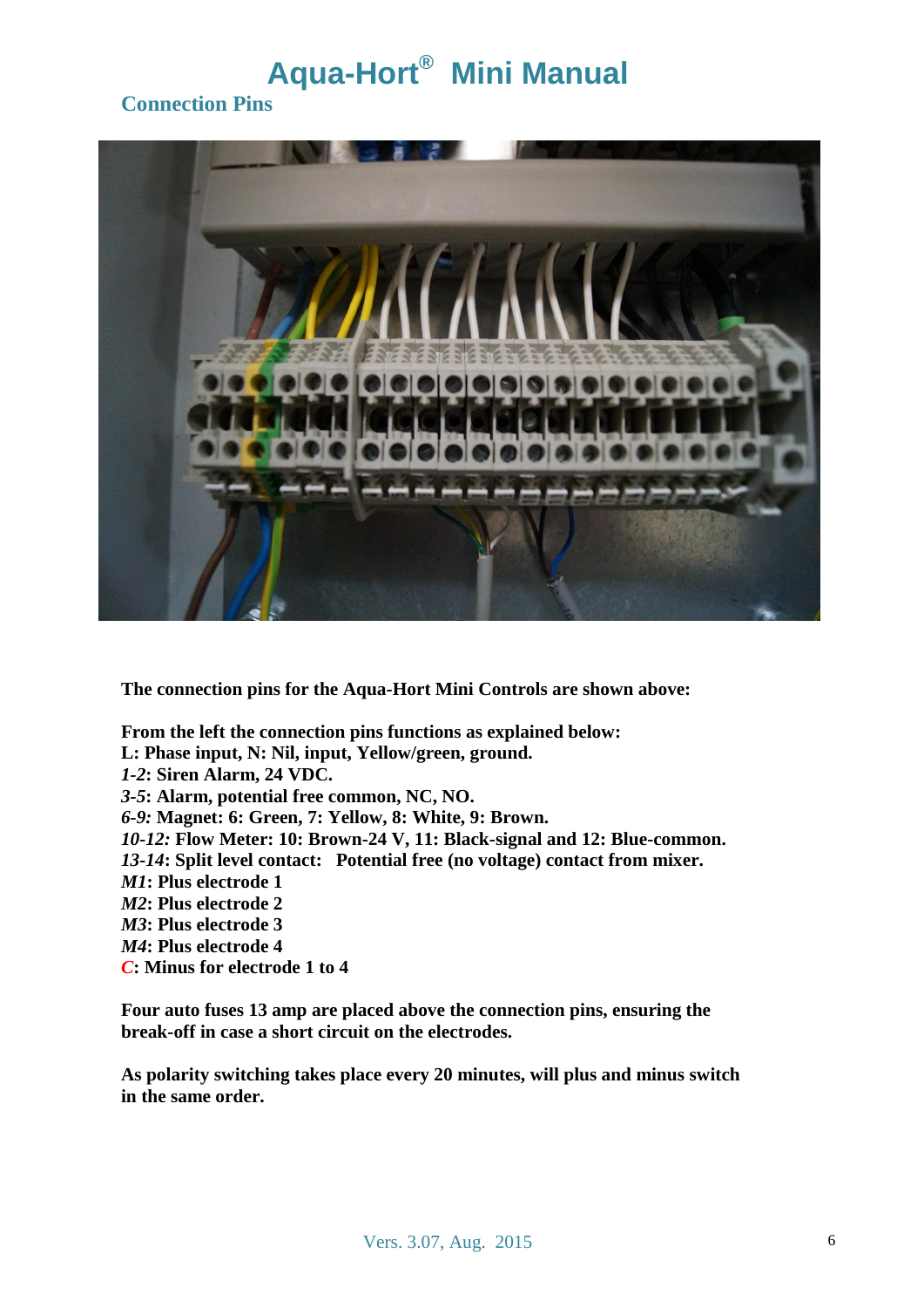# Aqua-Hort® Mini Manual

## Connection Pins

**The connection pins for the Aqua-Hort Mini Controls are shown above:**

**From the left the connection pins functions as explained below:**
**L: Phase input, N: Nil, input, Yellow/green, ground.**
***1-2*: Siren Alarm, 24 VDC.**
***3-5*: Alarm, potential free common, NC, NO.**
***6-9:* Magnet: 6: Green, 7: Yellow, 8: White, 9: Brown.**
***10-12:* Flow Meter: 10: Brown-24 V, 11: Black-signal and 12: Blue-common.**
***13-14*: Split level contact:   Potential free (no voltage) contact from mixer.**
***M1*: Plus electrode 1**
***M2*: Plus electrode 2**
***M3*: Plus electrode 3**
***M4*: Plus electrode 4**
***C*: Minus for electrode 1 to 4**

**Four auto fuses 13 amp are placed above the connection pins, ensuring the break-off in case a short circuit on the electrodes.**

**As polarity switching takes place every 20 minutes, will plus and minus switch in the same order.**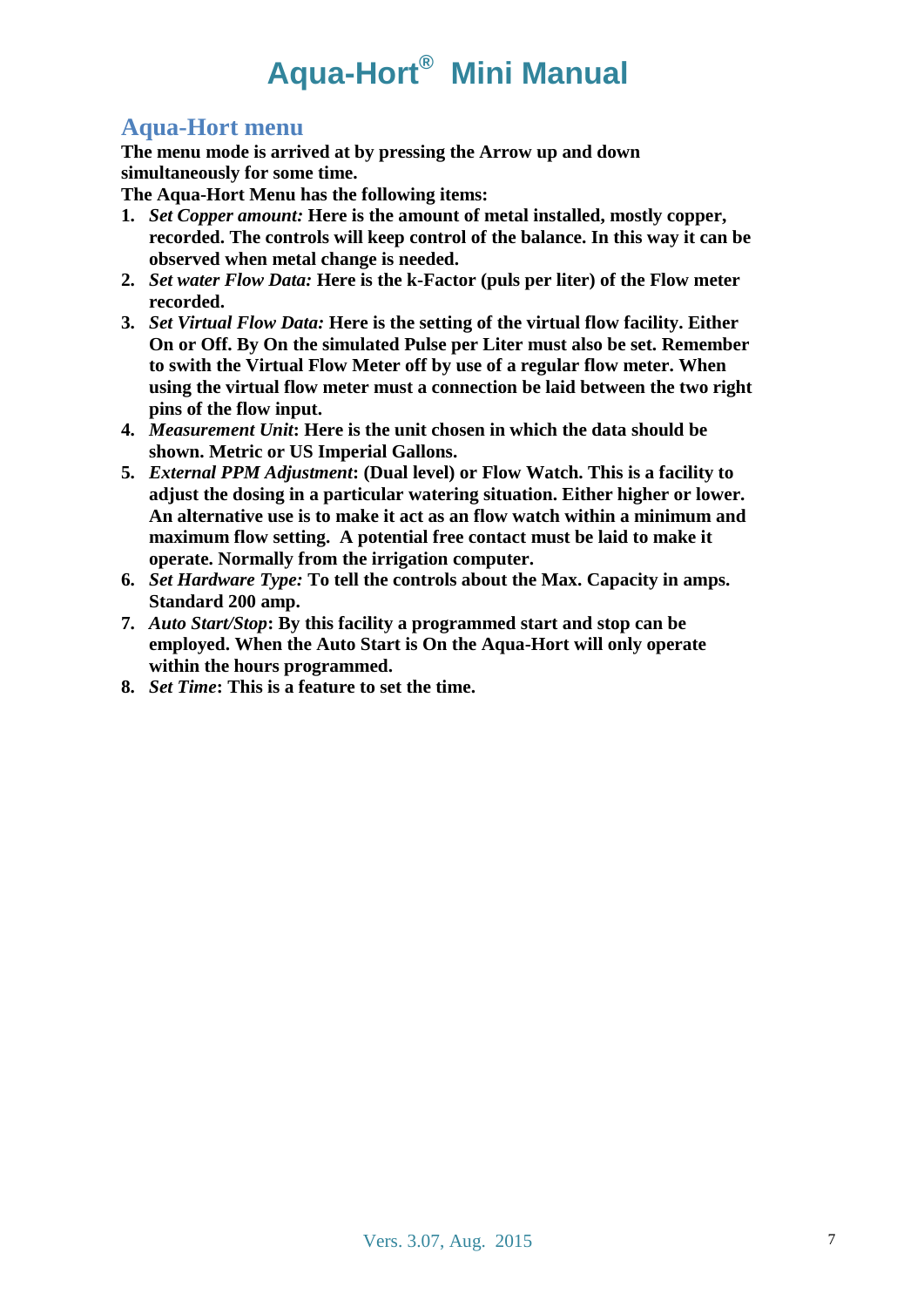# Aqua-Hort® Mini Manual

## Aqua-Hort menu

**The menu mode is arrived at by pressing the Arrow up and down simultaneously for some time.**

**The Aqua-Hort Menu has the following items:**

1. ***Set Copper amount:*** **Here is the amount of metal installed, mostly copper, recorded. The controls will keep control of the balance. In this way it can be observed when metal change is needed.**
2. ***Set water Flow Data:*** **Here is the k-Factor (puls per liter) of the Flow meter recorded.**
3. ***Set Virtual Flow Data:*** **Here is the setting of the virtual flow facility. Either On or Off. By On the simulated Pulse per Liter must also be set. Remember to swith the Virtual Flow Meter off by use of a regular flow meter. When using the virtual flow meter must a connection be laid between the two right pins of the flow input.**
4. ***Measurement Unit*****: Here is the unit chosen in which the data should be shown. Metric or US Imperial Gallons.**
5. ***External PPM Adjustment*****: (Dual level) or Flow Watch. This is a facility to adjust the dosing in a particular watering situation. Either higher or lower. An alternative use is to make it act as an flow watch within a minimum and maximum flow setting. A potential free contact must be laid to make it operate. Normally from the irrigation computer.**
6. ***Set Hardware Type:*** **To tell the controls about the Max. Capacity in amps. Standard 200 amp.**
7. ***Auto Start/Stop*****: By this facility a programmed start and stop can be employed. When the Auto Start is On the Aqua-Hort will only operate within the hours programmed.**
8. ***Set Time*****: This is a feature to set the time.**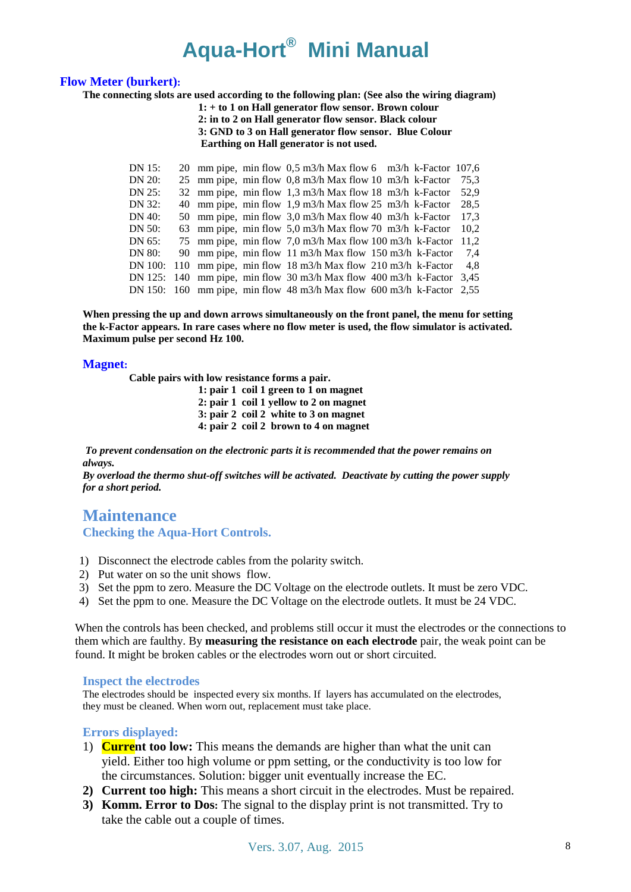# Aqua-Hort® Mini Manual

## Flow Meter (burkert):

**The connecting slots are used according to the following plan: (See also the wiring diagram)**

**1: + to 1 on Hall generator flow sensor. Brown colour**
**2: in to 2 on Hall generator flow sensor. Black colour**
**3: GND to 3 on Hall generator flow sensor. Blue Colour**
**Earthing on Hall generator is not used.**

| | | | | | | |
|---|---|---|---|---|---|---|
| DN 15: | 20 | mm pipe, | min flow 0,5 m3/h | Max flow 6 m3/h | k-Factor | 107,6 |
| DN 20: | 25 | mm pipe, | min flow 0,8 m3/h | Max flow 10 m3/h | k-Factor | 75,3 |
| DN 25: | 32 | mm pipe, | min flow 1,3 m3/h | Max flow 18 m3/h | k-Factor | 52,9 |
| DN 32: | 40 | mm pipe, | min flow 1,9 m3/h | Max flow 25 m3/h | k-Factor | 28,5 |
| DN 40: | 50 | mm pipe, | min flow 3,0 m3/h | Max flow 40 m3/h | k-Factor | 17,3 |
| DN 50: | 63 | mm pipe, | min flow 5,0 m3/h | Max flow 70 m3/h | k-Factor | 10,2 |
| DN 65: | 75 | mm pipe, | min flow 7,0 m3/h | Max flow 100 m3/h | k-Factor | 11,2 |
| DN 80: | 90 | mm pipe, | min flow 11 m3/h | Max flow 150 m3/h | k-Factor | 7,4 |
| DN 100: | 110 | mm pipe, | min flow 18 m3/h | Max flow 210 m3/h | k-Factor | 4,8 |
| DN 125: | 140 | mm pipe, | min flow 30 m3/h | Max flow 400 m3/h | k-Factor | 3,45 |
| DN 150: | 160 | mm pipe, | min flow 48 m3/h | Max flow 600 m3/h | k-Factor | 2,55 |

**When pressing the up and down arrows simultaneously on the front panel, the menu for setting the k-Factor appears. In rare cases where no flow meter is used, the flow simulator is activated. Maximum pulse per second Hz 100.**

## Magnet:

**Cable pairs with low resistance forms a pair.**

**1: pair 1 coil 1 green to 1 on magnet**
**2: pair 1 coil 1 yellow to 2 on magnet**
**3: pair 2 coil 2 white to 3 on magnet**
**4: pair 2 coil 2 brown to 4 on magnet**

***To prevent condensation on the electronic parts it is recommended that the power remains on always.***
***By overload the thermo shut-off switches will be activated. Deactivate by cutting the power supply for a short period.***

# Maintenance

## Checking the Aqua-Hort Controls.

1) Disconnect the electrode cables from the polarity switch.
2) Put water on so the unit shows flow.
3) Set the ppm to zero. Measure the DC Voltage on the electrode outlets. It must be zero VDC.
4) Set the ppm to one. Measure the DC Voltage on the electrode outlets. It must be 24 VDC.

When the controls has been checked, and problems still occur it must the electrodes or the connections to them which are faulty. By **measuring the resistance on each electrode** pair, the weak point can be found. It might be broken cables or the electrodes worn out or short circuited.

### Inspect the electrodes

The electrodes should be inspected every six months. If layers has accumulated on the electrodes, they must be cleaned. When worn out, replacement must take place.

### Errors displayed:

1) **Current too low:** This means the demands are higher than what the unit can yield. Either too high volume or ppm setting, or the conductivity is too low for the circumstances. Solution: bigger unit eventually increase the EC.
2) **Current too high:** This means a short circuit in the electrodes. Must be repaired.
3) **Komm. Error to Dos**: The signal to the display print is not transmitted. Try to take the cable out a couple of times.

Vers. 3.07, Aug. 2015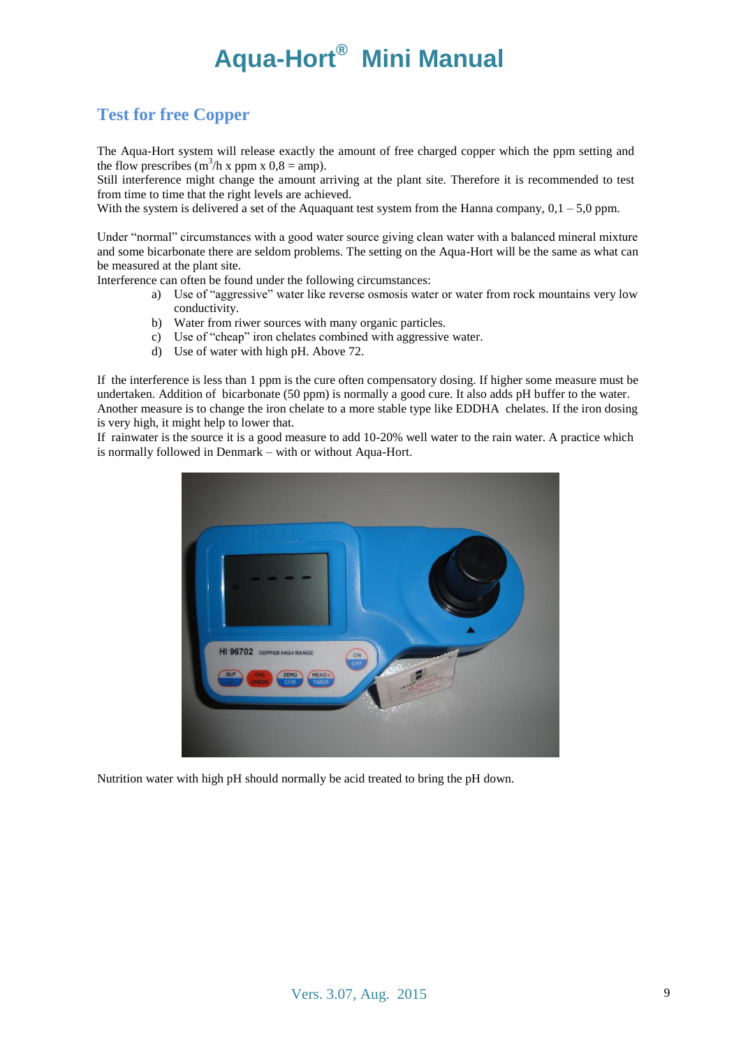# Aqua-Hort® Mini Manual

## Test for free Copper

The Aqua-Hort system will release exactly the amount of free charged copper which the ppm setting and the flow prescribes ($m^3$/h x ppm x 0,8 = amp).
Still interference might change the amount arriving at the plant site. Therefore it is recommended to test from time to time that the right levels are achieved.
With the system is delivered a set of the Aquaquant test system from the Hanna company, 0,1 – 5,0 ppm.

Under "normal" circumstances with a good water source giving clean water with a balanced mineral mixture and some bicarbonate there are seldom problems. The setting on the Aqua-Hort will be the same as what can be measured at the plant site.
Interference can often be found under the following circumstances:

a) Use of "aggressive" water like reverse osmosis water or water from rock mountains very low conductivity.
b) Water from riwer sources with many organic particles.
c) Use of "cheap" iron chelates combined with aggressive water.
d) Use of water with high pH. Above 72.

If the interference is less than 1 ppm is the cure often compensatory dosing. If higher some measure must be undertaken. Addition of bicarbonate (50 ppm) is normally a good cure. It also adds pH buffer to the water. Another measure is to change the iron chelate to a more stable type like EDDHA chelates. If the iron dosing is very high, it might help to lower that.
If rainwater is the source it is a good measure to add 10-20% well water to the rain water. A practice which is normally followed in Denmark – with or without Aqua-Hort.

Nutrition water with high pH should normally be acid treated to bring the pH down.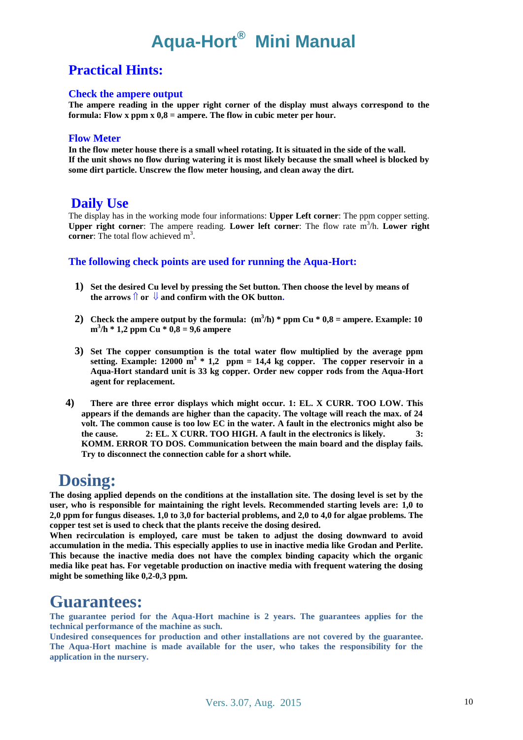# Aqua-Hort® Mini Manual

## Practical Hints:

### Check the ampere output

**The ampere reading in the upper right corner of the display must always correspond to the formula: Flow x ppm x 0,8 = ampere. The flow in cubic meter per hour.**

### Flow Meter

**In the flow meter house there is a small wheel rotating. It is situated in the side of the wall. If the unit shows no flow during watering it is most likely because the small wheel is blocked by some dirt particle. Unscrew the flow meter housing, and clean away the dirt.**

## Daily Use

The display has in the working mode four informations: **Upper Left corner**: The ppm copper setting. **Upper right corner**: The ampere reading. **Lower left corner**: The flow rate $m^3/h$. **Lower right corner**: The total flow achieved $m^3$.

### The following check points are used for running the Aqua-Hort:

1) **Set the desired Cu level by pressing the Set button. Then choose the level by means of the arrows ⇑ or ⇓ and confirm with the OK button.**

2) **Check the ampere output by the formula: $(m^3/h)$ * ppm Cu * 0,8 = ampere. Example: 10 $m^3/h$ * 1,2 ppm Cu * 0,8 = 9,6 ampere**

3) **Set The copper consumption is the total water flow multiplied by the average ppm setting. Example: 12000 $m^3$ * 1,2 ppm = 14,4 kg copper. The copper reservoir in a Aqua-Hort standard unit is 33 kg copper. Order new copper rods from the Aqua-Hort agent for replacement.**

4) **There are three error displays which might occur. 1: EL. X CURR. TOO LOW. This appears if the demands are higher than the capacity. The voltage will reach the max. of 24 volt. The common cause is too low EC in the water. A fault in the electronics might also be the cause. 2: EL. X CURR. TOO HIGH. A fault in the electronics is likely. 3: KOMM. ERROR TO DOS. Communication between the main board and the display fails. Try to disconnect the connection cable for a short while.**

## Dosing:

**The dosing applied depends on the conditions at the installation site. The dosing level is set by the user, who is responsible for maintaining the right levels. Recommended starting levels are: 1,0 to 2,0 ppm for fungus diseases. 1,0 to 3,0 for bacterial problems, and 2,0 to 4,0 for algae problems. The copper test set is used to check that the plants receive the dosing desired.**
**When recirculation is employed, care must be taken to adjust the dosing downward to avoid accumulation in the media. This especially applies to use in inactive media like Grodan and Perlite. This because the inactive media does not have the complex binding capacity which the organic media like peat has. For vegetable production on inactive media with frequent watering the dosing might be something like 0,2-0,3 ppm.**

## Guarantees:

**The guarantee period for the Aqua-Hort machine is 2 years. The guarantees applies for the technical performance of the machine as such.**
**Undesired consequences for production and other installations are not covered by the guarantee. The Aqua-Hort machine is made available for the user, who takes the responsibility for the application in the nursery.**

Vers. 3.07, Aug. 2015